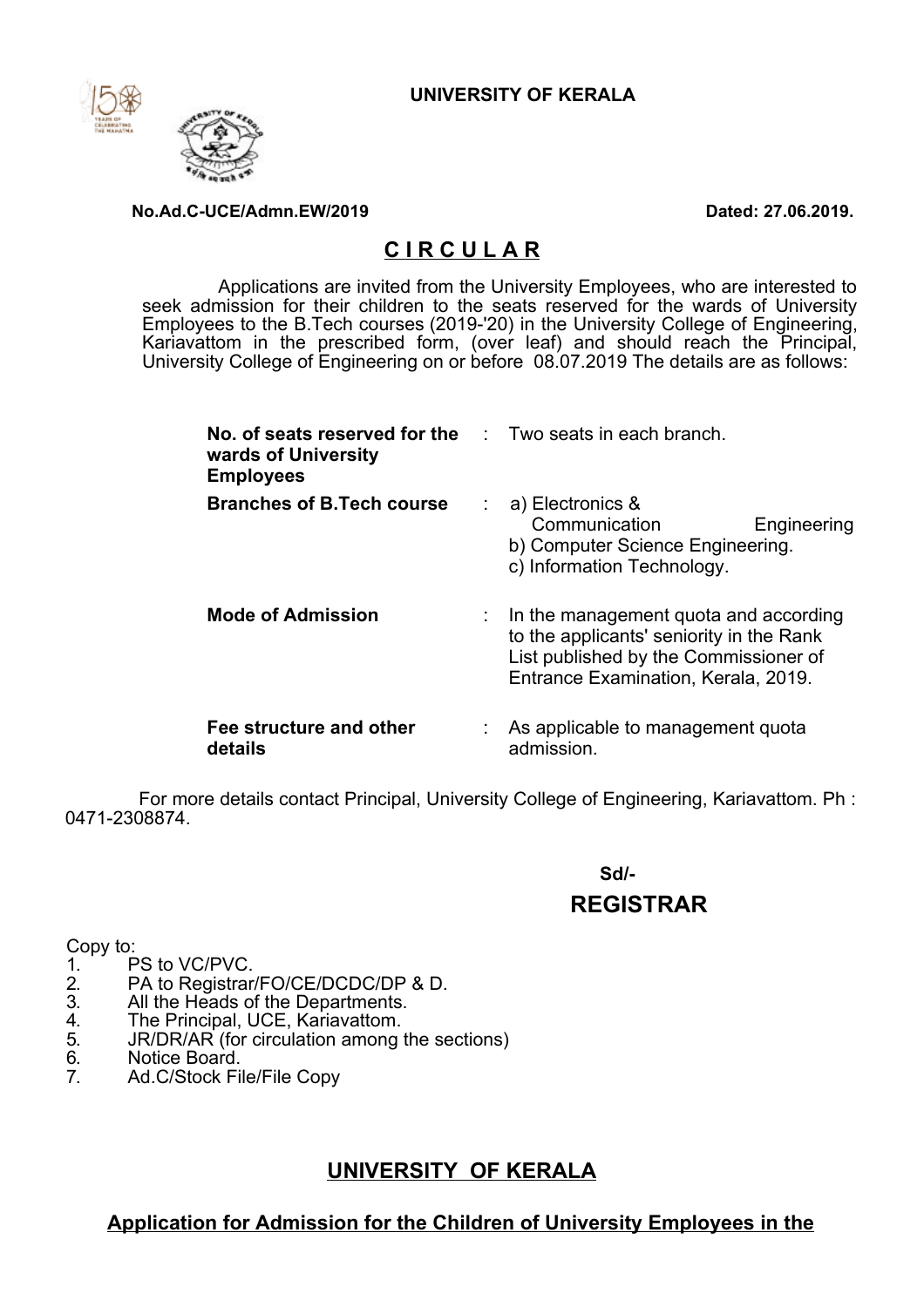**UNIVERSITY OF KERALA**

**No.Ad.C-UCE/Admn.EW/2019** **Dated: 27.06.2019.**

## CIRCULAR

Applications are invited from the University Employees, who are interested to seek admission for their children to the seats reserved for the wards of University Employees to the B.Tech courses (2019-'20) in the University College of Engineering, Kariavattom in the prescribed form, (over leaf) and should reach the Principal, University College of Engineering on or before 08.07.2019 The details are as follows:

| | | |
|---|---|---|
| **No. of seats reserved for the wards of University Employees** | : | Two seats in each branch. |
| **Branches of B.Tech course** | : | a) Electronics & Communication Engineering<br>b) Computer Science Engineering.<br>c) Information Technology. |
| **Mode of Admission** | : | In the management quota and according to the applicants' seniority in the Rank List published by the Commissioner of Entrance Examination, Kerala, 2019. |
| **Fee structure and other details** | : | As applicable to management quota admission. |

For more details contact Principal, University College of Engineering, Kariavattom. Ph : 0471-2308874.

**Sd/-**

**REGISTRAR**

Copy to:
1. PS to VC/PVC.
2. PA to Registrar/FO/CE/DCDC/DP & D.
3. All the Heads of the Departments.
4. The Principal, UCE, Kariavattom.
5. JR/DR/AR (for circulation among the sections)
6. Notice Board.
7. Ad.C/Stock File/File Copy

## UNIVERSITY OF KERALA

**Application for Admission for the Children of University Employees in the**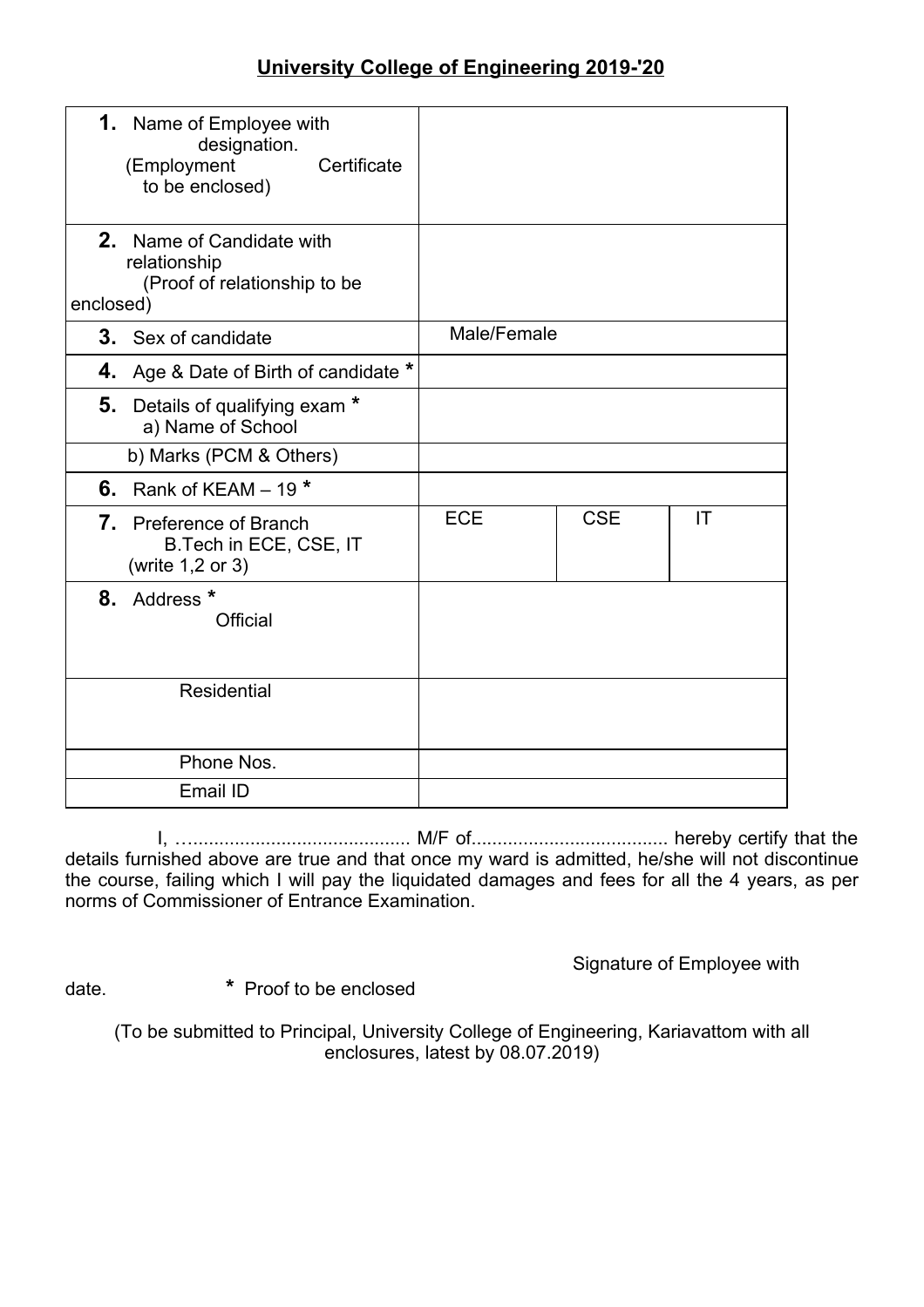## University College of Engineering 2019-'20

| | | | |
|---|---|---|---|
| **1.** Name of Employee with designation. (Employment Certificate to be enclosed) | | | |
| **2.** Name of Candidate with relationship (Proof of relationship to be enclosed) | | | |
| **3.** Sex of candidate | Male/Female | | |
| **4.** Age & Date of Birth of candidate * | | | |
| **5.** Details of qualifying exam * a) Name of School | | | |
| b) Marks (PCM & Others) | | | |
| **6.** Rank of KEAM – 19 * | | | |
| **7.** Preference of Branch B.Tech in ECE, CSE, IT (write 1,2 or 3) | ECE | CSE | IT |
| **8.** Address * Official | | | |
| Residential | | | |
| Phone Nos. | | | |
| Email ID | | | |

I, …......................................... M/F of...................................... hereby certify that the details furnished above are true and that once my ward is admitted, he/she will not discontinue the course, failing which I will pay the liquidated damages and fees for all the 4 years, as per norms of Commissioner of Entrance Examination.

Signature of Employee with date.

* Proof to be enclosed

(To be submitted to Principal, University College of Engineering, Kariavattom with all enclosures, latest by 08.07.2019)